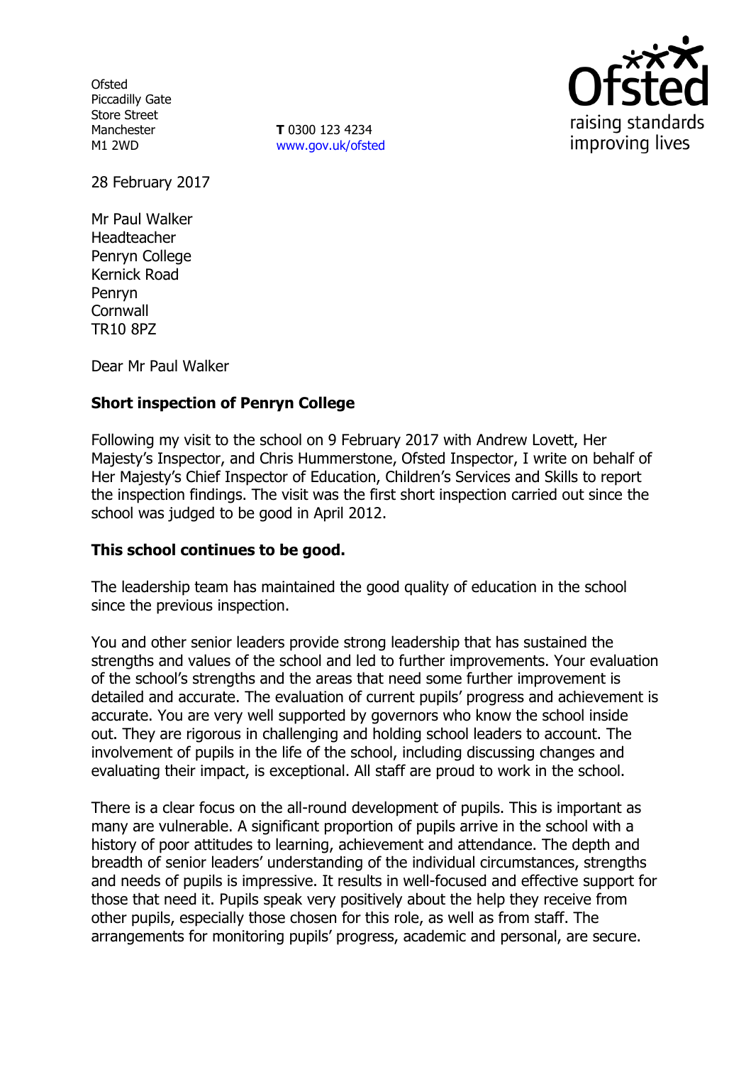Ofsted
Piccadilly Gate
Store Street
Manchester
M1 2WD

**T** 0300 123 4234
www.gov.uk/ofsted

28 February 2017

Mr Paul Walker
Headteacher
Penryn College
Kernick Road
Penryn
Cornwall
TR10 8PZ

Dear Mr Paul Walker

**Short inspection of Penryn College**

Following my visit to the school on 9 February 2017 with Andrew Lovett, Her Majesty's Inspector, and Chris Hummerstone, Ofsted Inspector, I write on behalf of Her Majesty's Chief Inspector of Education, Children's Services and Skills to report the inspection findings. The visit was the first short inspection carried out since the school was judged to be good in April 2012.

**This school continues to be good.**

The leadership team has maintained the good quality of education in the school since the previous inspection.

You and other senior leaders provide strong leadership that has sustained the strengths and values of the school and led to further improvements. Your evaluation of the school's strengths and the areas that need some further improvement is detailed and accurate. The evaluation of current pupils' progress and achievement is accurate. You are very well supported by governors who know the school inside out. They are rigorous in challenging and holding school leaders to account. The involvement of pupils in the life of the school, including discussing changes and evaluating their impact, is exceptional. All staff are proud to work in the school.

There is a clear focus on the all-round development of pupils. This is important as many are vulnerable. A significant proportion of pupils arrive in the school with a history of poor attitudes to learning, achievement and attendance. The depth and breadth of senior leaders' understanding of the individual circumstances, strengths and needs of pupils is impressive. It results in well-focused and effective support for those that need it. Pupils speak very positively about the help they receive from other pupils, especially those chosen for this role, as well as from staff. The arrangements for monitoring pupils' progress, academic and personal, are secure.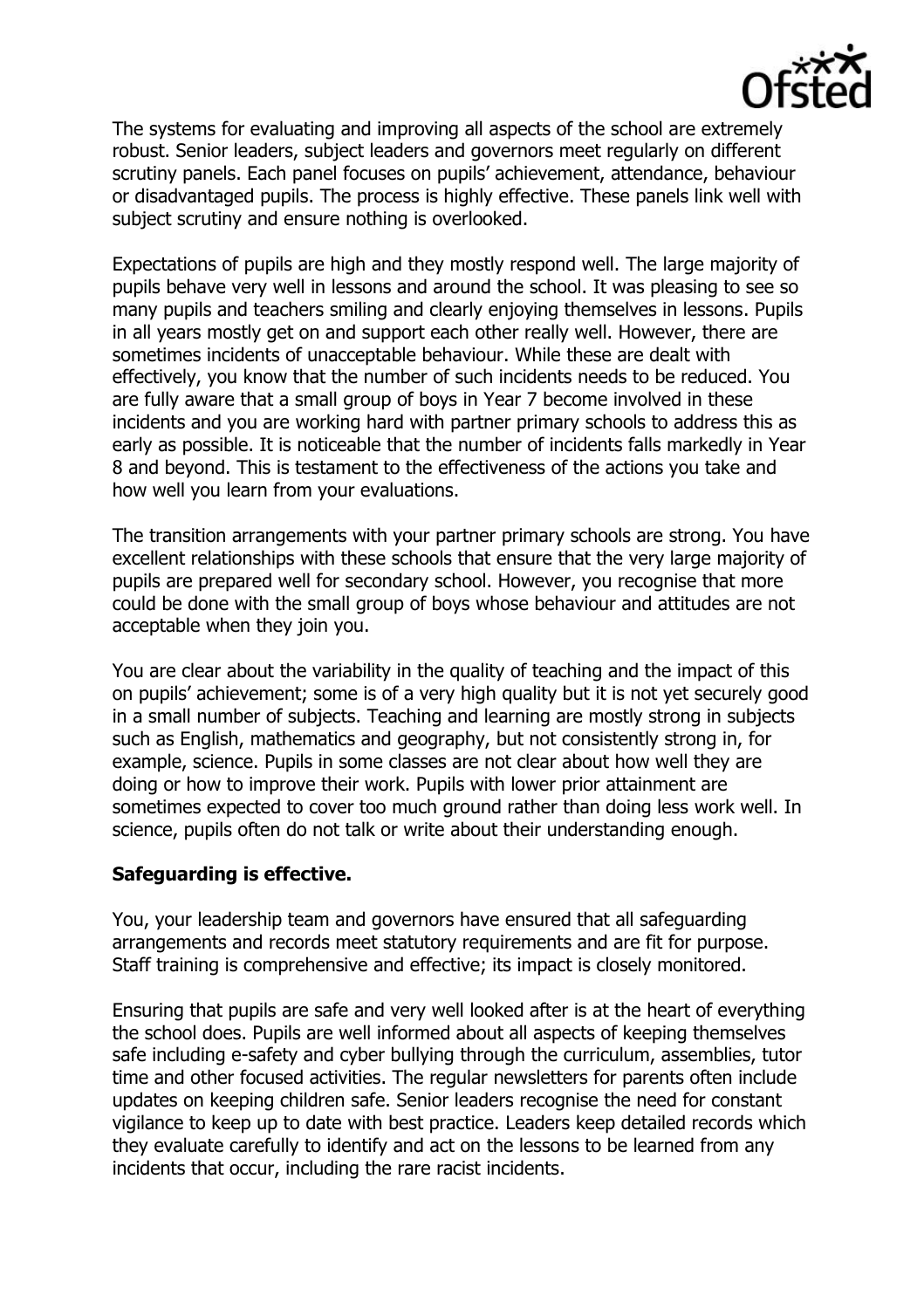The systems for evaluating and improving all aspects of the school are extremely robust. Senior leaders, subject leaders and governors meet regularly on different scrutiny panels. Each panel focuses on pupils' achievement, attendance, behaviour or disadvantaged pupils. The process is highly effective. These panels link well with subject scrutiny and ensure nothing is overlooked.

Expectations of pupils are high and they mostly respond well. The large majority of pupils behave very well in lessons and around the school. It was pleasing to see so many pupils and teachers smiling and clearly enjoying themselves in lessons. Pupils in all years mostly get on and support each other really well. However, there are sometimes incidents of unacceptable behaviour. While these are dealt with effectively, you know that the number of such incidents needs to be reduced. You are fully aware that a small group of boys in Year 7 become involved in these incidents and you are working hard with partner primary schools to address this as early as possible. It is noticeable that the number of incidents falls markedly in Year 8 and beyond. This is testament to the effectiveness of the actions you take and how well you learn from your evaluations.

The transition arrangements with your partner primary schools are strong. You have excellent relationships with these schools that ensure that the very large majority of pupils are prepared well for secondary school. However, you recognise that more could be done with the small group of boys whose behaviour and attitudes are not acceptable when they join you.

You are clear about the variability in the quality of teaching and the impact of this on pupils' achievement; some is of a very high quality but it is not yet securely good in a small number of subjects. Teaching and learning are mostly strong in subjects such as English, mathematics and geography, but not consistently strong in, for example, science. Pupils in some classes are not clear about how well they are doing or how to improve their work. Pupils with lower prior attainment are sometimes expected to cover too much ground rather than doing less work well. In science, pupils often do not talk or write about their understanding enough.

**Safeguarding is effective.**

You, your leadership team and governors have ensured that all safeguarding arrangements and records meet statutory requirements and are fit for purpose. Staff training is comprehensive and effective; its impact is closely monitored.

Ensuring that pupils are safe and very well looked after is at the heart of everything the school does. Pupils are well informed about all aspects of keeping themselves safe including e-safety and cyber bullying through the curriculum, assemblies, tutor time and other focused activities. The regular newsletters for parents often include updates on keeping children safe. Senior leaders recognise the need for constant vigilance to keep up to date with best practice. Leaders keep detailed records which they evaluate carefully to identify and act on the lessons to be learned from any incidents that occur, including the rare racist incidents.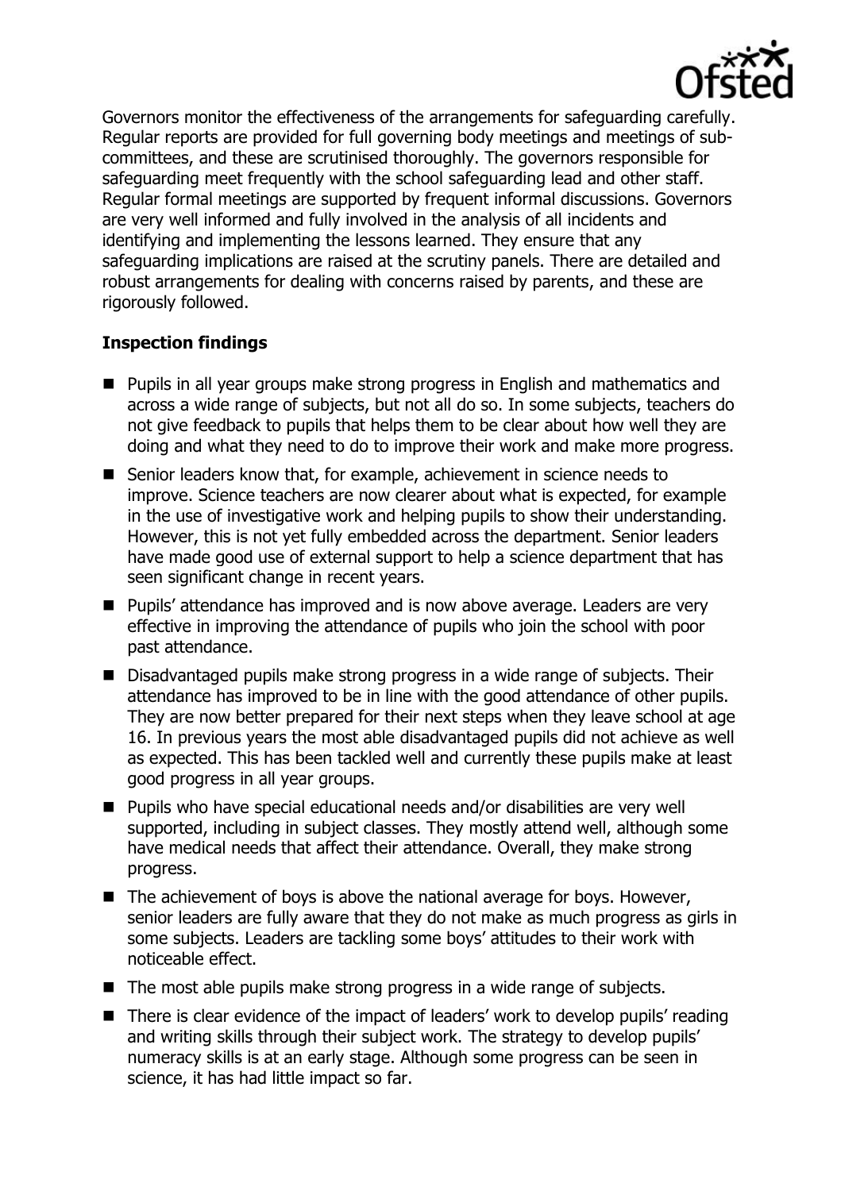Governors monitor the effectiveness of the arrangements for safeguarding carefully. Regular reports are provided for full governing body meetings and meetings of sub-committees, and these are scrutinised thoroughly. The governors responsible for safeguarding meet frequently with the school safeguarding lead and other staff. Regular formal meetings are supported by frequent informal discussions. Governors are very well informed and fully involved in the analysis of all incidents and identifying and implementing the lessons learned. They ensure that any safeguarding implications are raised at the scrutiny panels. There are detailed and robust arrangements for dealing with concerns raised by parents, and these are rigorously followed.

### Inspection findings

- Pupils in all year groups make strong progress in English and mathematics and across a wide range of subjects, but not all do so. In some subjects, teachers do not give feedback to pupils that helps them to be clear about how well they are doing and what they need to do to improve their work and make more progress.
- Senior leaders know that, for example, achievement in science needs to improve. Science teachers are now clearer about what is expected, for example in the use of investigative work and helping pupils to show their understanding. However, this is not yet fully embedded across the department. Senior leaders have made good use of external support to help a science department that has seen significant change in recent years.
- Pupils' attendance has improved and is now above average. Leaders are very effective in improving the attendance of pupils who join the school with poor past attendance.
- Disadvantaged pupils make strong progress in a wide range of subjects. Their attendance has improved to be in line with the good attendance of other pupils. They are now better prepared for their next steps when they leave school at age 16. In previous years the most able disadvantaged pupils did not achieve as well as expected. This has been tackled well and currently these pupils make at least good progress in all year groups.
- Pupils who have special educational needs and/or disabilities are very well supported, including in subject classes. They mostly attend well, although some have medical needs that affect their attendance. Overall, they make strong progress.
- The achievement of boys is above the national average for boys. However, senior leaders are fully aware that they do not make as much progress as girls in some subjects. Leaders are tackling some boys' attitudes to their work with noticeable effect.
- The most able pupils make strong progress in a wide range of subjects.
- There is clear evidence of the impact of leaders' work to develop pupils' reading and writing skills through their subject work. The strategy to develop pupils' numeracy skills is at an early stage. Although some progress can be seen in science, it has had little impact so far.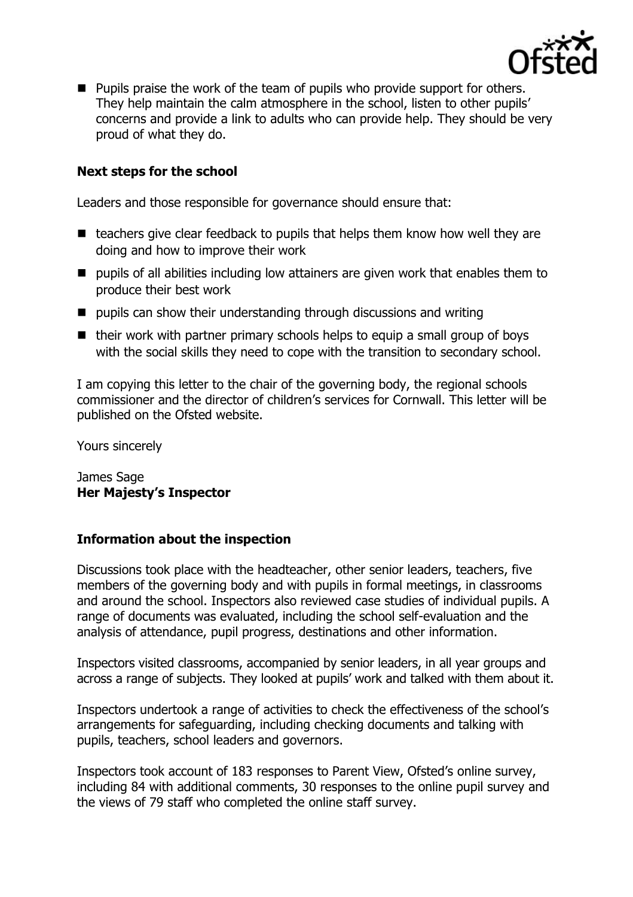- Pupils praise the work of the team of pupils who provide support for others. They help maintain the calm atmosphere in the school, listen to other pupils' concerns and provide a link to adults who can provide help. They should be very proud of what they do.

### Next steps for the school

Leaders and those responsible for governance should ensure that:

- teachers give clear feedback to pupils that helps them know how well they are doing and how to improve their work
- pupils of all abilities including low attainers are given work that enables them to produce their best work
- pupils can show their understanding through discussions and writing
- their work with partner primary schools helps to equip a small group of boys with the social skills they need to cope with the transition to secondary school.

I am copying this letter to the chair of the governing body, the regional schools commissioner and the director of children's services for Cornwall. This letter will be published on the Ofsted website.

Yours sincerely

James Sage
**Her Majesty's Inspector**

### Information about the inspection

Discussions took place with the headteacher, other senior leaders, teachers, five members of the governing body and with pupils in formal meetings, in classrooms and around the school. Inspectors also reviewed case studies of individual pupils. A range of documents was evaluated, including the school self-evaluation and the analysis of attendance, pupil progress, destinations and other information.

Inspectors visited classrooms, accompanied by senior leaders, in all year groups and across a range of subjects. They looked at pupils' work and talked with them about it.

Inspectors undertook a range of activities to check the effectiveness of the school's arrangements for safeguarding, including checking documents and talking with pupils, teachers, school leaders and governors.

Inspectors took account of 183 responses to Parent View, Ofsted's online survey, including 84 with additional comments, 30 responses to the online pupil survey and the views of 79 staff who completed the online staff survey.